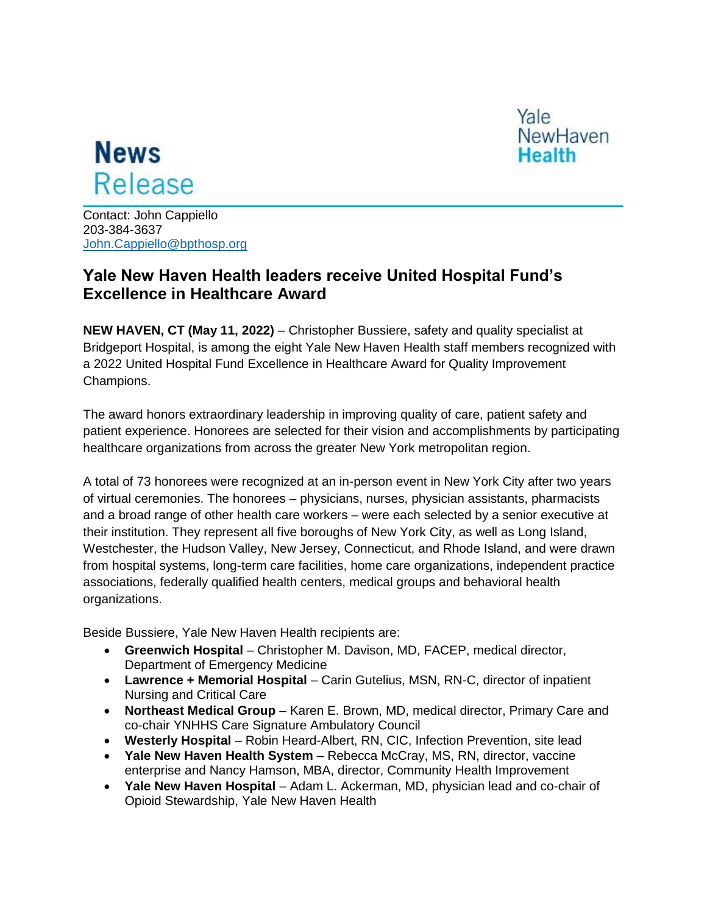# News Release

Yale NewHaven Health

Contact: John Cappiello
203-384-3637
John.Cappiello@bpthosp.org

## Yale New Haven Health leaders receive United Hospital Fund's Excellence in Healthcare Award

**NEW HAVEN, CT (May 11, 2022)** – Christopher Bussiere, safety and quality specialist at Bridgeport Hospital, is among the eight Yale New Haven Health staff members recognized with a 2022 United Hospital Fund Excellence in Healthcare Award for Quality Improvement Champions.

The award honors extraordinary leadership in improving quality of care, patient safety and patient experience. Honorees are selected for their vision and accomplishments by participating healthcare organizations from across the greater New York metropolitan region.

A total of 73 honorees were recognized at an in-person event in New York City after two years of virtual ceremonies. The honorees – physicians, nurses, physician assistants, pharmacists and a broad range of other health care workers – were each selected by a senior executive at their institution. They represent all five boroughs of New York City, as well as Long Island, Westchester, the Hudson Valley, New Jersey, Connecticut, and Rhode Island, and were drawn from hospital systems, long-term care facilities, home care organizations, independent practice associations, federally qualified health centers, medical groups and behavioral health organizations.

Beside Bussiere, Yale New Haven Health recipients are:

- **Greenwich Hospital** – Christopher M. Davison, MD, FACEP, medical director, Department of Emergency Medicine
- **Lawrence + Memorial Hospital** – Carin Gutelius, MSN, RN-C, director of inpatient Nursing and Critical Care
- **Northeast Medical Group** – Karen E. Brown, MD, medical director, Primary Care and co-chair YNHHS Care Signature Ambulatory Council
- **Westerly Hospital** – Robin Heard-Albert, RN, CIC, Infection Prevention, site lead
- **Yale New Haven Health System** – Rebecca McCray, MS, RN, director, vaccine enterprise and Nancy Hamson, MBA, director, Community Health Improvement
- **Yale New Haven Hospital** – Adam L. Ackerman, MD, physician lead and co-chair of Opioid Stewardship, Yale New Haven Health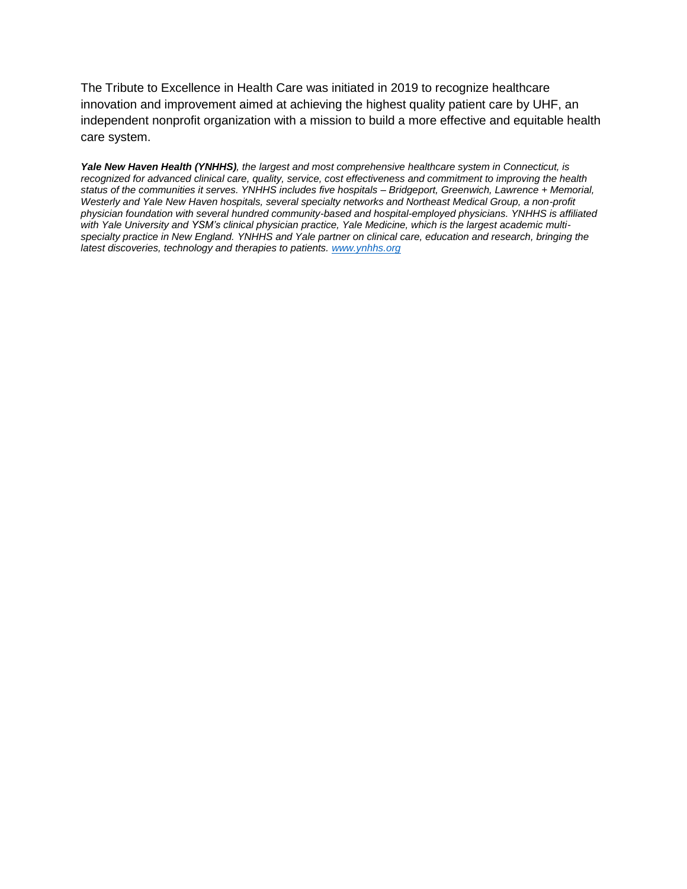The Tribute to Excellence in Health Care was initiated in 2019 to recognize healthcare innovation and improvement aimed at achieving the highest quality patient care by UHF, an independent nonprofit organization with a mission to build a more effective and equitable health care system.

***Yale New Haven Health (YNHHS)**, the largest and most comprehensive healthcare system in Connecticut, is recognized for advanced clinical care, quality, service, cost effectiveness and commitment to improving the health status of the communities it serves. YNHHS includes five hospitals – Bridgeport, Greenwich, Lawrence + Memorial, Westerly and Yale New Haven hospitals, several specialty networks and Northeast Medical Group, a non-profit physician foundation with several hundred community-based and hospital-employed physicians. YNHHS is affiliated with Yale University and YSM's clinical physician practice, Yale Medicine, which is the largest academic multi-specialty practice in New England. YNHHS and Yale partner on clinical care, education and research, bringing the latest discoveries, technology and therapies to patients. [www.ynhhs.org](http://www.ynhhs.org)*